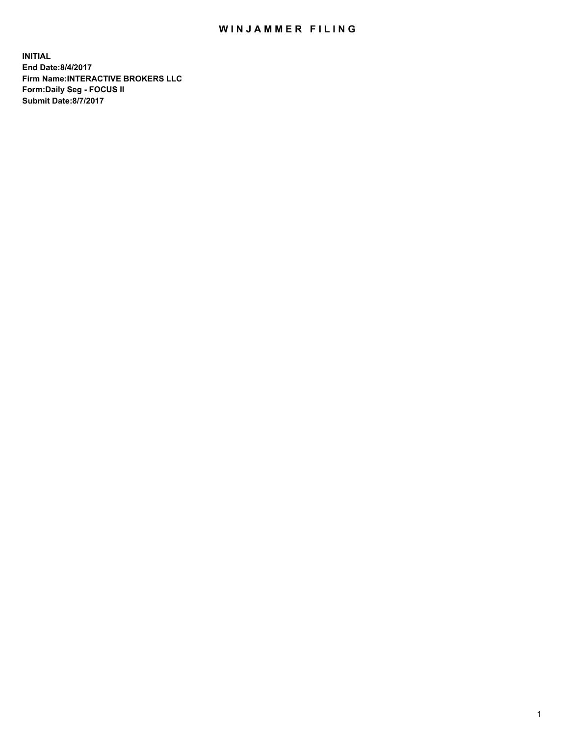# WINJAMMER FILING

**INITIAL**
**End Date:8/4/2017**
**Firm Name:INTERACTIVE BROKERS LLC**
**Form:Daily Seg - FOCUS II**
**Submit Date:8/7/2017**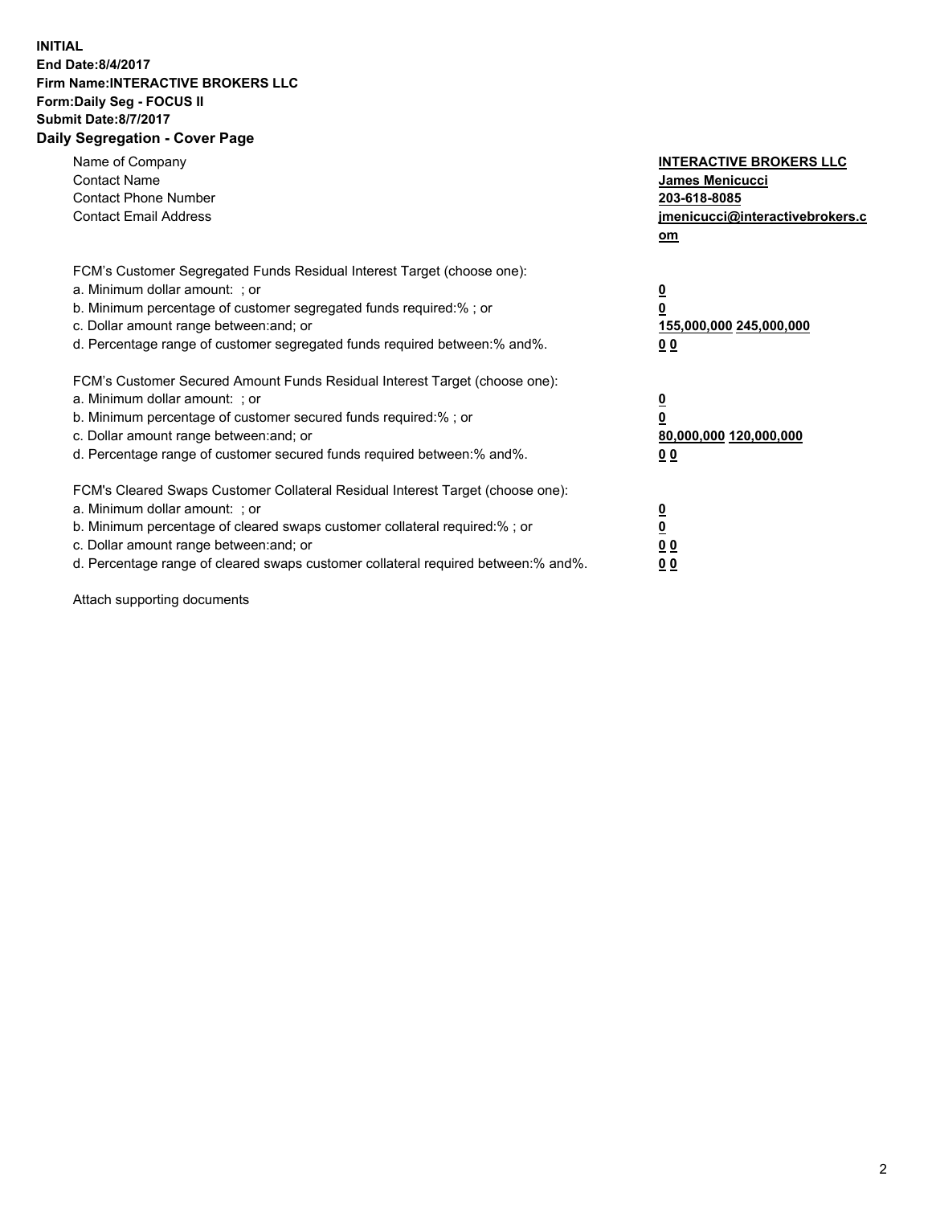**INITIAL**
**End Date:8/4/2017**
**Firm Name:INTERACTIVE BROKERS LLC**
**Form:Daily Seg - FOCUS II**
**Submit Date:8/7/2017**

## Daily Segregation - Cover Page

| | |
|---|---|
| Name of Company | **INTERACTIVE BROKERS LLC** |
| Contact Name | **James Menicucci** |
| Contact Phone Number | **203-618-8085** |
| Contact Email Address | **jmenicucci@interactivebrokers.com** |

FCM's Customer Segregated Funds Residual Interest Target (choose one):

| | |
|---|---|
| a. Minimum dollar amount: ; or | **0** |
| b. Minimum percentage of customer segregated funds required:% ; or | **0** |
| c. Dollar amount range between:and; or | **155,000,000 245,000,000** |
| d. Percentage range of customer segregated funds required between:% and%. | **0 0** |

FCM's Customer Secured Amount Funds Residual Interest Target (choose one):

| | |
|---|---|
| a. Minimum dollar amount: ; or | **0** |
| b. Minimum percentage of customer secured funds required:% ; or | **0** |
| c. Dollar amount range between:and; or | **80,000,000 120,000,000** |
| d. Percentage range of customer secured funds required between:% and%. | **0 0** |

FCM's Cleared Swaps Customer Collateral Residual Interest Target (choose one):

| | |
|---|---|
| a. Minimum dollar amount: ; or | **0** |
| b. Minimum percentage of cleared swaps customer collateral required:% ; or | **0** |
| c. Dollar amount range between:and; or | **0 0** |
| d. Percentage range of cleared swaps customer collateral required between:% and%. | **0 0** |

Attach supporting documents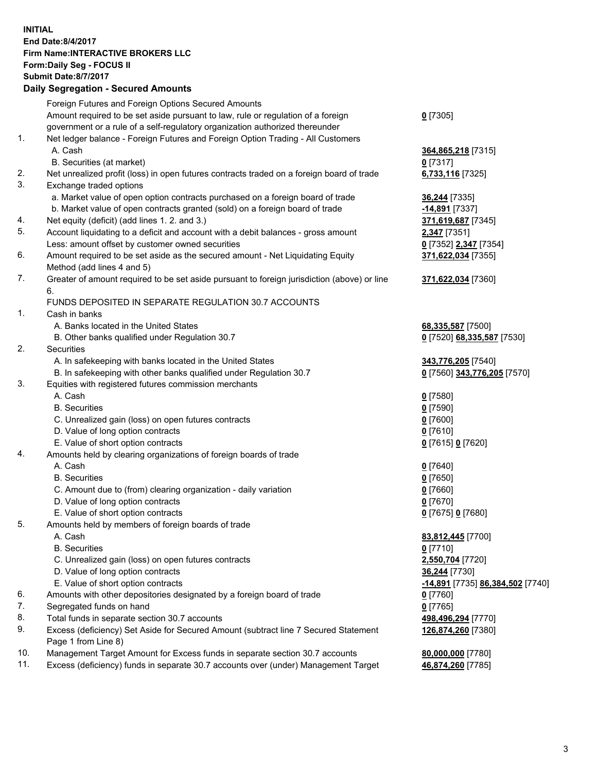**INITIAL**
**End Date:8/4/2017**
**Firm Name:INTERACTIVE BROKERS LLC**
**Form:Daily Seg - FOCUS II**
**Submit Date:8/7/2017**

## Daily Segregation - Secured Amounts

| | | |
|---|---|---|
| | Foreign Futures and Foreign Options Secured Amounts | |
| | Amount required to be set aside pursuant to law, rule or regulation of a foreign government or a rule of a self-regulatory organization authorized thereunder | 0 [7305] |
| 1. | Net ledger balance - Foreign Futures and Foreign Option Trading - All Customers | |
| | A. Cash | 364,865,218 [7315] |
| | B. Securities (at market) | 0 [7317] |
| 2. | Net unrealized profit (loss) in open futures contracts traded on a foreign board of trade | 6,733,116 [7325] |
| 3. | Exchange traded options | |
| | a. Market value of open option contracts purchased on a foreign board of trade | 36,244 [7335] |
| | b. Market value of open contracts granted (sold) on a foreign board of trade | -14,891 [7337] |
| 4. | Net equity (deficit) (add lines 1. 2. and 3.) | 371,619,687 [7345] |
| 5. | Account liquidating to a deficit and account with a debit balances - gross amount | 2,347 [7351] |
| | Less: amount offset by customer owned securities | 0 [7352] 2,347 [7354] |
| 6. | Amount required to be set aside as the secured amount - Net Liquidating Equity Method (add lines 4 and 5) | 371,622,034 [7355] |
| 7. | Greater of amount required to be set aside pursuant to foreign jurisdiction (above) or line 6. | 371,622,034 [7360] |
| | FUNDS DEPOSITED IN SEPARATE REGULATION 30.7 ACCOUNTS | |
| 1. | Cash in banks | |
| | A. Banks located in the United States | 68,335,587 [7500] |
| | B. Other banks qualified under Regulation 30.7 | 0 [7520] 68,335,587 [7530] |
| 2. | Securities | |
| | A. In safekeeping with banks located in the United States | 343,776,205 [7540] |
| | B. In safekeeping with other banks qualified under Regulation 30.7 | 0 [7560] 343,776,205 [7570] |
| 3. | Equities with registered futures commission merchants | |
| | A. Cash | 0 [7580] |
| | B. Securities | 0 [7590] |
| | C. Unrealized gain (loss) on open futures contracts | 0 [7600] |
| | D. Value of long option contracts | 0 [7610] |
| | E. Value of short option contracts | 0 [7615] 0 [7620] |
| 4. | Amounts held by clearing organizations of foreign boards of trade | |
| | A. Cash | 0 [7640] |
| | B. Securities | 0 [7650] |
| | C. Amount due to (from) clearing organization - daily variation | 0 [7660] |
| | D. Value of long option contracts | 0 [7670] |
| | E. Value of short option contracts | 0 [7675] 0 [7680] |
| 5. | Amounts held by members of foreign boards of trade | |
| | A. Cash | 83,812,445 [7700] |
| | B. Securities | 0 [7710] |
| | C. Unrealized gain (loss) on open futures contracts | 2,550,704 [7720] |
| | D. Value of long option contracts | 36,244 [7730] |
| | E. Value of short option contracts | -14,891 [7735] 86,384,502 [7740] |
| 6. | Amounts with other depositories designated by a foreign board of trade | 0 [7760] |
| 7. | Segregated funds on hand | 0 [7765] |
| 8. | Total funds in separate section 30.7 accounts | 498,496,294 [7770] |
| 9. | Excess (deficiency) Set Aside for Secured Amount (subtract line 7 Secured Statement Page 1 from Line 8) | 126,874,260 [7380] |
| 10. | Management Target Amount for Excess funds in separate section 30.7 accounts | 80,000,000 [7780] |
| 11. | Excess (deficiency) funds in separate 30.7 accounts over (under) Management Target | 46,874,260 [7785] |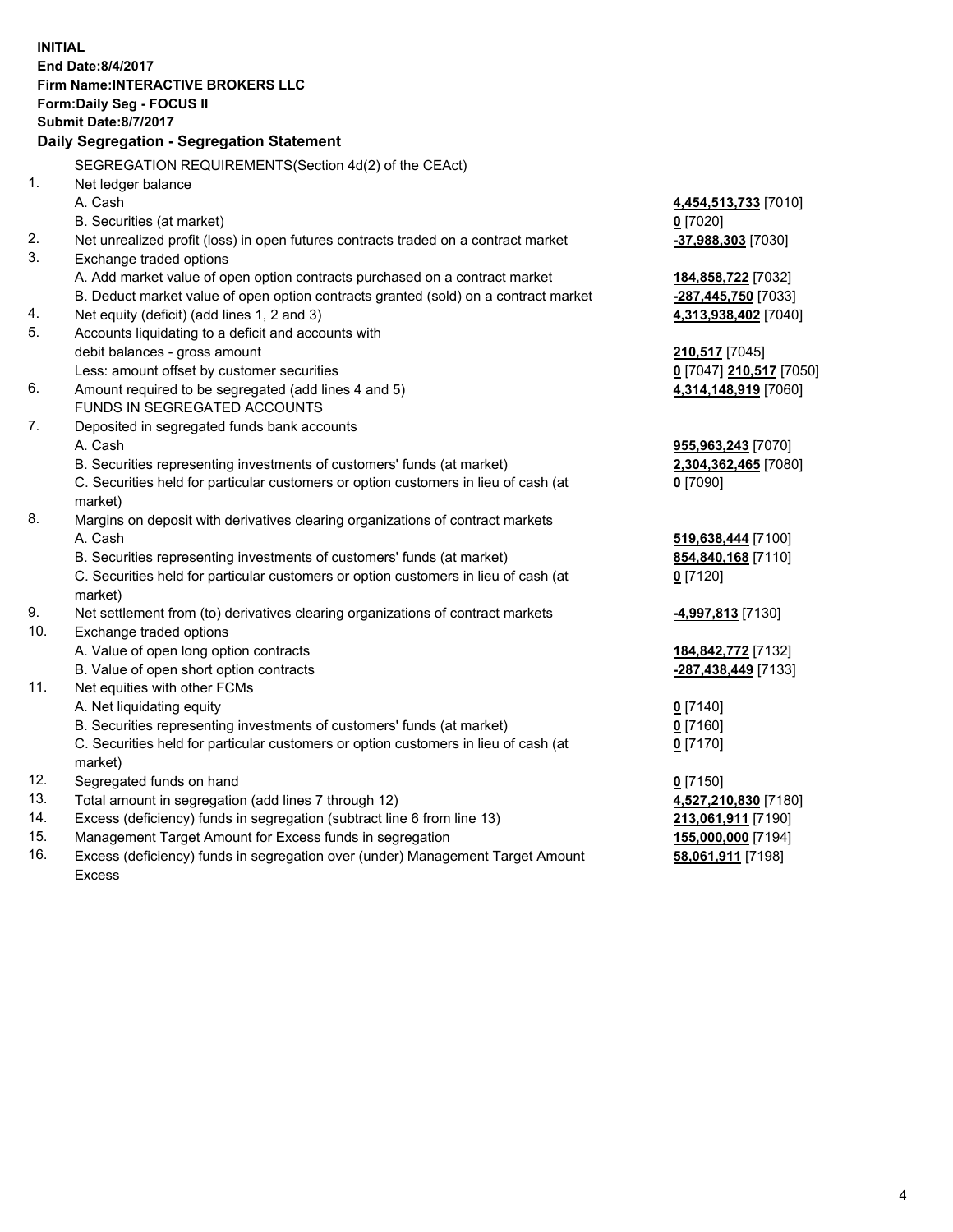**INITIAL**
**End Date:8/4/2017**
**Firm Name:INTERACTIVE BROKERS LLC**
**Form:Daily Seg - FOCUS II**
**Submit Date:8/7/2017**

## Daily Segregation - Segregation Statement

SEGREGATION REQUIREMENTS(Section 4d(2) of the CEAct)

| | | |
|---|---|---|
| 1. | Net ledger balance | |
| | A. Cash | **4,454,513,733** [7010] |
| | B. Securities (at market) | **0** [7020] |
| 2. | Net unrealized profit (loss) in open futures contracts traded on a contract market | **-37,988,303** [7030] |
| 3. | Exchange traded options | |
| | A. Add market value of open option contracts purchased on a contract market | **184,858,722** [7032] |
| | B. Deduct market value of open option contracts granted (sold) on a contract market | **-287,445,750** [7033] |
| 4. | Net equity (deficit) (add lines 1, 2 and 3) | **4,313,938,402** [7040] |
| 5. | Accounts liquidating to a deficit and accounts with debit balances - gross amount | **210,517** [7045] |
| | Less: amount offset by customer securities | **0** [7047] **210,517** [7050] |
| 6. | Amount required to be segregated (add lines 4 and 5) | **4,314,148,919** [7060] |
| | FUNDS IN SEGREGATED ACCOUNTS | |
| 7. | Deposited in segregated funds bank accounts | |
| | A. Cash | **955,963,243** [7070] |
| | B. Securities representing investments of customers' funds (at market) | **2,304,362,465** [7080] |
| | C. Securities held for particular customers or option customers in lieu of cash (at market) | **0** [7090] |
| 8. | Margins on deposit with derivatives clearing organizations of contract markets | |
| | A. Cash | **519,638,444** [7100] |
| | B. Securities representing investments of customers' funds (at market) | **854,840,168** [7110] |
| | C. Securities held for particular customers or option customers in lieu of cash (at market) | **0** [7120] |
| 9. | Net settlement from (to) derivatives clearing organizations of contract markets | **-4,997,813** [7130] |
| 10. | Exchange traded options | |
| | A. Value of open long option contracts | **184,842,772** [7132] |
| | B. Value of open short option contracts | **-287,438,449** [7133] |
| 11. | Net equities with other FCMs | |
| | A. Net liquidating equity | **0** [7140] |
| | B. Securities representing investments of customers' funds (at market) | **0** [7160] |
| | C. Securities held for particular customers or option customers in lieu of cash (at market) | **0** [7170] |
| 12. | Segregated funds on hand | **0** [7150] |
| 13. | Total amount in segregation (add lines 7 through 12) | **4,527,210,830** [7180] |
| 14. | Excess (deficiency) funds in segregation (subtract line 6 from line 13) | **213,061,911** [7190] |
| 15. | Management Target Amount for Excess funds in segregation | **155,000,000** [7194] |
| 16. | Excess (deficiency) funds in segregation over (under) Management Target Amount Excess | **58,061,911** [7198] |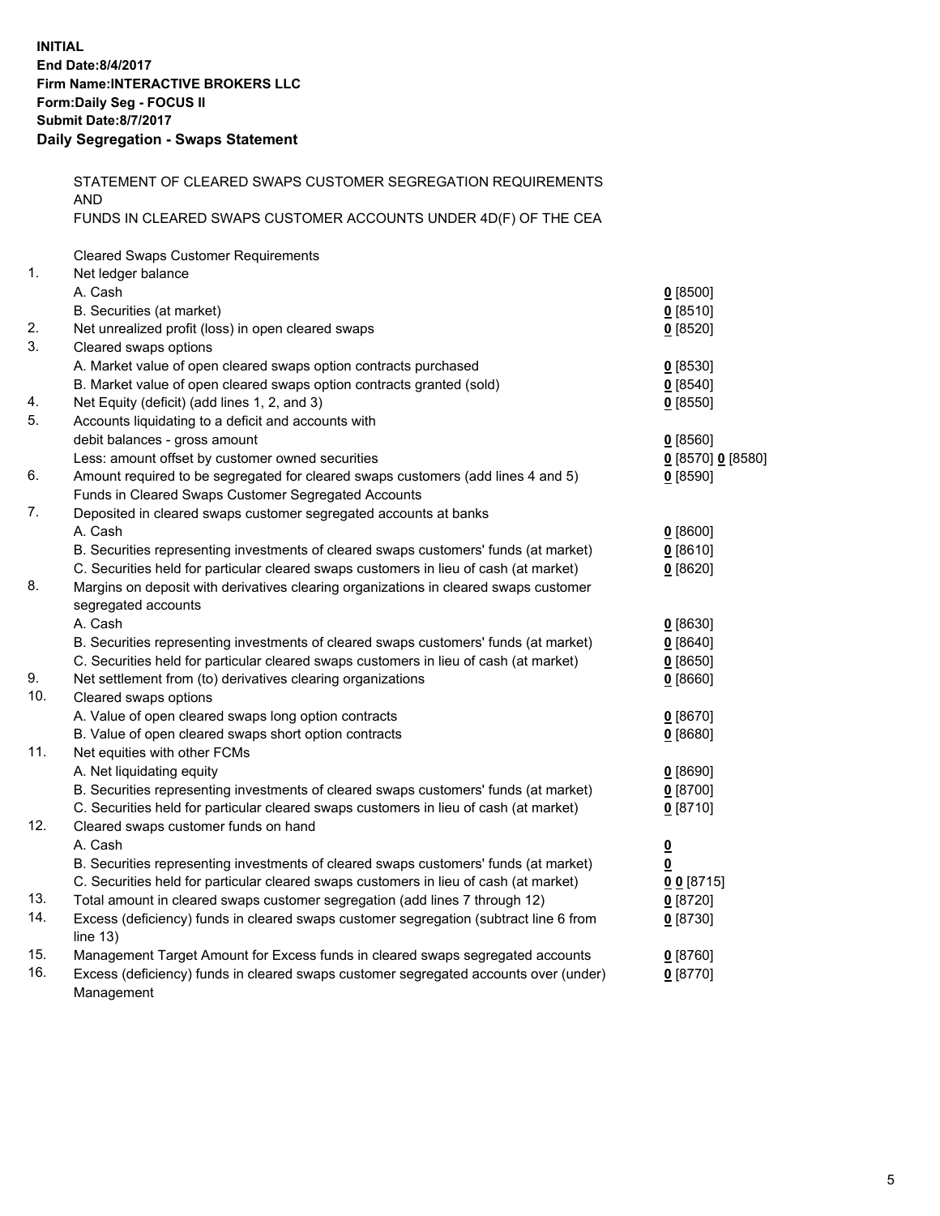**INITIAL**
**End Date:8/4/2017**
**Firm Name:INTERACTIVE BROKERS LLC**
**Form:Daily Seg - FOCUS II**
**Submit Date:8/7/2017**
**Daily Segregation - Swaps Statement**

STATEMENT OF CLEARED SWAPS CUSTOMER SEGREGATION REQUIREMENTS AND FUNDS IN CLEARED SWAPS CUSTOMER ACCOUNTS UNDER 4D(F) OF THE CEA

| | | |
|---|---|---|
| | Cleared Swaps Customer Requirements | |
| 1. | Net ledger balance | |
| | A. Cash | 0 [8500] |
| | B. Securities (at market) | 0 [8510] |
| 2. | Net unrealized profit (loss) in open cleared swaps | 0 [8520] |
| 3. | Cleared swaps options | |
| | A. Market value of open cleared swaps option contracts purchased | 0 [8530] |
| | B. Market value of open cleared swaps option contracts granted (sold) | 0 [8540] |
| 4. | Net Equity (deficit) (add lines 1, 2, and 3) | 0 [8550] |
| 5. | Accounts liquidating to a deficit and accounts with | |
| | debit balances - gross amount | 0 [8560] |
| | Less: amount offset by customer owned securities | 0 [8570] 0 [8580] |
| 6. | Amount required to be segregated for cleared swaps customers (add lines 4 and 5) | 0 [8590] |
| | Funds in Cleared Swaps Customer Segregated Accounts | |
| 7. | Deposited in cleared swaps customer segregated accounts at banks | |
| | A. Cash | 0 [8600] |
| | B. Securities representing investments of cleared swaps customers' funds (at market) | 0 [8610] |
| | C. Securities held for particular cleared swaps customers in lieu of cash (at market) | 0 [8620] |
| 8. | Margins on deposit with derivatives clearing organizations in cleared swaps customer segregated accounts | |
| | A. Cash | 0 [8630] |
| | B. Securities representing investments of cleared swaps customers' funds (at market) | 0 [8640] |
| | C. Securities held for particular cleared swaps customers in lieu of cash (at market) | 0 [8650] |
| 9. | Net settlement from (to) derivatives clearing organizations | 0 [8660] |
| 10. | Cleared swaps options | |
| | A. Value of open cleared swaps long option contracts | 0 [8670] |
| | B. Value of open cleared swaps short option contracts | 0 [8680] |
| 11. | Net equities with other FCMs | |
| | A. Net liquidating equity | 0 [8690] |
| | B. Securities representing investments of cleared swaps customers' funds (at market) | 0 [8700] |
| | C. Securities held for particular cleared swaps customers in lieu of cash (at market) | 0 [8710] |
| 12. | Cleared swaps customer funds on hand | |
| | A. Cash | 0 |
| | B. Securities representing investments of cleared swaps customers' funds (at market) | 0 |
| | C. Securities held for particular cleared swaps customers in lieu of cash (at market) | 0 0 [8715] |
| 13. | Total amount in cleared swaps customer segregation (add lines 7 through 12) | 0 [8720] |
| 14. | Excess (deficiency) funds in cleared swaps customer segregation (subtract line 6 from line 13) | 0 [8730] |
| 15. | Management Target Amount for Excess funds in cleared swaps segregated accounts | 0 [8760] |
| 16. | Excess (deficiency) funds in cleared swaps customer segregated accounts over (under) Management | 0 [8770] |